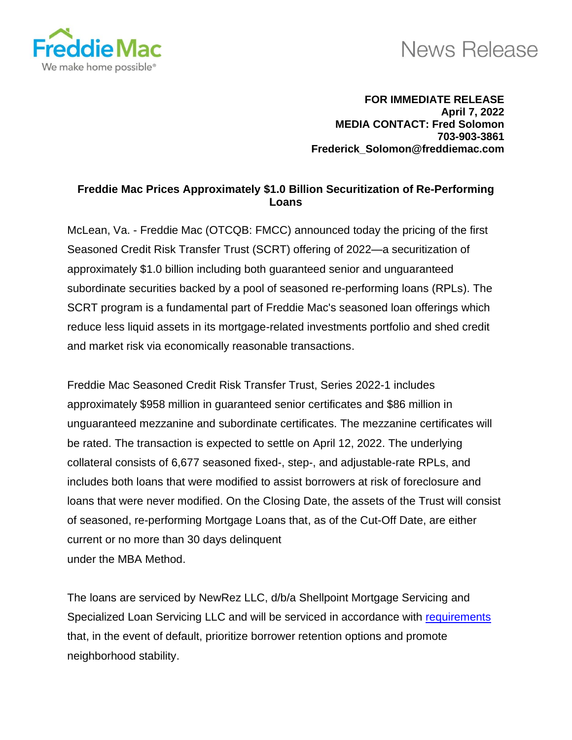Freddie Mac

We make home possible®

News Release

**FOR IMMEDIATE RELEASE**
**April 7, 2022**
**MEDIA CONTACT: Fred Solomon**
**703-903-3861**
**Frederick_Solomon@freddiemac.com**

## Freddie Mac Prices Approximately $1.0 Billion Securitization of Re-Performing Loans

McLean, Va. - Freddie Mac (OTCQB: FMCC) announced today the pricing of the first Seasoned Credit Risk Transfer Trust (SCRT) offering of 2022—a securitization of approximately $1.0 billion including both guaranteed senior and unguaranteed subordinate securities backed by a pool of seasoned re-performing loans (RPLs). The SCRT program is a fundamental part of Freddie Mac's seasoned loan offerings which reduce less liquid assets in its mortgage-related investments portfolio and shed credit and market risk via economically reasonable transactions.

Freddie Mac Seasoned Credit Risk Transfer Trust, Series 2022-1 includes approximately $958 million in guaranteed senior certificates and $86 million in unguaranteed mezzanine and subordinate certificates. The mezzanine certificates will be rated. The transaction is expected to settle on April 12, 2022. The underlying collateral consists of 6,677 seasoned fixed-, step-, and adjustable-rate RPLs, and includes both loans that were modified to assist borrowers at risk of foreclosure and loans that were never modified. On the Closing Date, the assets of the Trust will consist of seasoned, re-performing Mortgage Loans that, as of the Cut-Off Date, are either current or no more than 30 days delinquent under the MBA Method.

The loans are serviced by NewRez LLC, d/b/a Shellpoint Mortgage Servicing and Specialized Loan Servicing LLC and will be serviced in accordance with requirements that, in the event of default, prioritize borrower retention options and promote neighborhood stability.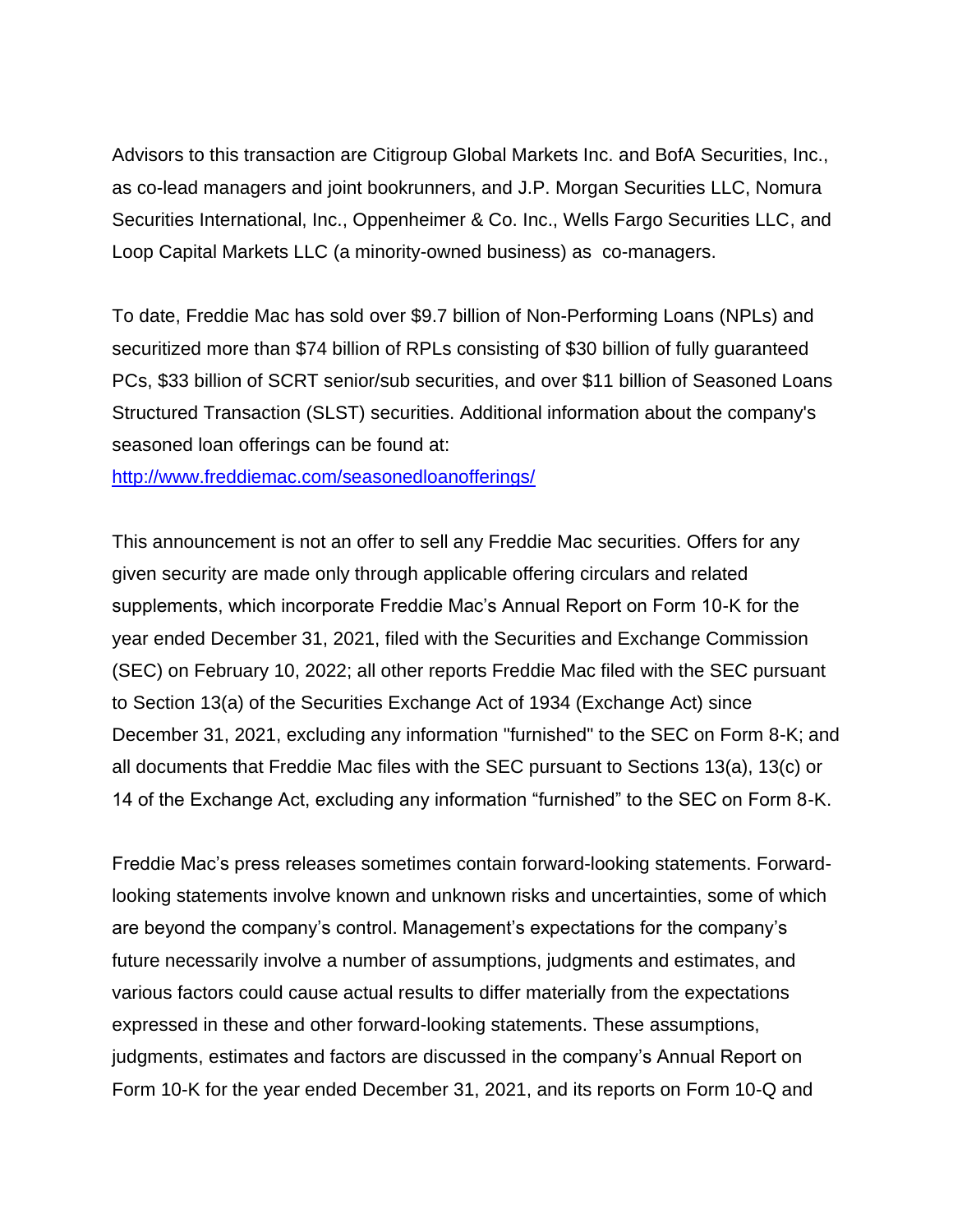Advisors to this transaction are Citigroup Global Markets Inc. and BofA Securities, Inc., as co-lead managers and joint bookrunners, and J.P. Morgan Securities LLC, Nomura Securities International, Inc., Oppenheimer & Co. Inc., Wells Fargo Securities LLC, and Loop Capital Markets LLC (a minority-owned business) as co-managers.

To date, Freddie Mac has sold over $9.7 billion of Non-Performing Loans (NPLs) and securitized more than $74 billion of RPLs consisting of $30 billion of fully guaranteed PCs, $33 billion of SCRT senior/sub securities, and over $11 billion of Seasoned Loans Structured Transaction (SLST) securities. Additional information about the company's seasoned loan offerings can be found at: [http://www.freddiemac.com/seasonedloanofferings/](http://www.freddiemac.com/seasonedloanofferings/)

This announcement is not an offer to sell any Freddie Mac securities. Offers for any given security are made only through applicable offering circulars and related supplements, which incorporate Freddie Mac's Annual Report on Form 10-K for the year ended December 31, 2021, filed with the Securities and Exchange Commission (SEC) on February 10, 2022; all other reports Freddie Mac filed with the SEC pursuant to Section 13(a) of the Securities Exchange Act of 1934 (Exchange Act) since December 31, 2021, excluding any information "furnished" to the SEC on Form 8-K; and all documents that Freddie Mac files with the SEC pursuant to Sections 13(a), 13(c) or 14 of the Exchange Act, excluding any information "furnished" to the SEC on Form 8-K.

Freddie Mac's press releases sometimes contain forward-looking statements. Forward-looking statements involve known and unknown risks and uncertainties, some of which are beyond the company's control. Management's expectations for the company's future necessarily involve a number of assumptions, judgments and estimates, and various factors could cause actual results to differ materially from the expectations expressed in these and other forward-looking statements. These assumptions, judgments, estimates and factors are discussed in the company's Annual Report on Form 10-K for the year ended December 31, 2021, and its reports on Form 10-Q and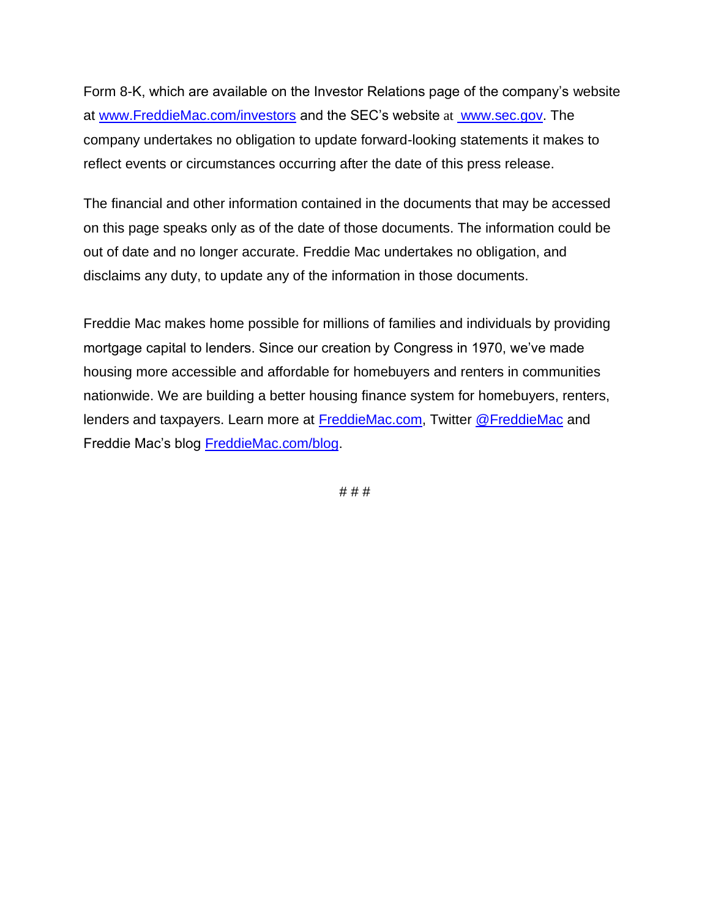Form 8-K, which are available on the Investor Relations page of the company's website at www.FreddieMac.com/investors and the SEC's website at www.sec.gov. The company undertakes no obligation to update forward-looking statements it makes to reflect events or circumstances occurring after the date of this press release.

The financial and other information contained in the documents that may be accessed on this page speaks only as of the date of those documents. The information could be out of date and no longer accurate. Freddie Mac undertakes no obligation, and disclaims any duty, to update any of the information in those documents.

Freddie Mac makes home possible for millions of families and individuals by providing mortgage capital to lenders. Since our creation by Congress in 1970, we've made housing more accessible and affordable for homebuyers and renters in communities nationwide. We are building a better housing finance system for homebuyers, renters, lenders and taxpayers. Learn more at FreddieMac.com, Twitter @FreddieMac and Freddie Mac's blog FreddieMac.com/blog.

# # #